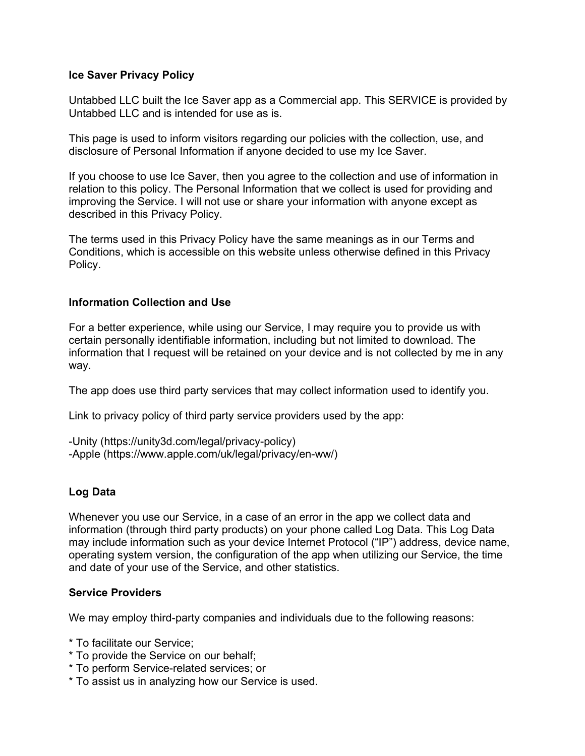## Ice Saver Privacy Policy

Untabbed LLC built the Ice Saver app as a Commercial app. This SERVICE is provided by Untabbed LLC and is intended for use as is.

This page is used to inform visitors regarding our policies with the collection, use, and disclosure of Personal Information if anyone decided to use my Ice Saver.

If you choose to use Ice Saver, then you agree to the collection and use of information in relation to this policy. The Personal Information that we collect is used for providing and improving the Service. I will not use or share your information with anyone except as described in this Privacy Policy.

The terms used in this Privacy Policy have the same meanings as in our Terms and Conditions, which is accessible on this website unless otherwise defined in this Privacy Policy.

### Information Collection and Use

For a better experience, while using our Service, I may require you to provide us with certain personally identifiable information, including but not limited to download. The information that I request will be retained on your device and is not collected by me in any way.

The app does use third party services that may collect information used to identify you.

Link to privacy policy of third party service providers used by the app:

-Unity (https://unity3d.com/legal/privacy-policy)
-Apple (https://www.apple.com/uk/legal/privacy/en-ww/)

### Log Data

Whenever you use our Service, in a case of an error in the app we collect data and information (through third party products) on your phone called Log Data. This Log Data may include information such as your device Internet Protocol ("IP") address, device name, operating system version, the configuration of the app when utilizing our Service, the time and date of your use of the Service, and other statistics.

### Service Providers

We may employ third-party companies and individuals due to the following reasons:

* To facilitate our Service;
* To provide the Service on our behalf;
* To perform Service-related services; or
* To assist us in analyzing how our Service is used.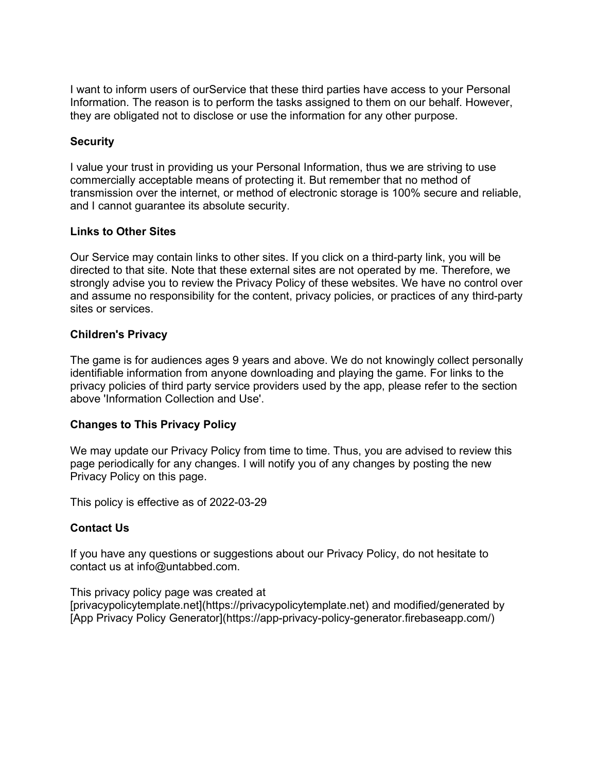I want to inform users of ourService that these third parties have access to your Personal Information. The reason is to perform the tasks assigned to them on our behalf. However, they are obligated not to disclose or use the information for any other purpose.

**Security**

I value your trust in providing us your Personal Information, thus we are striving to use commercially acceptable means of protecting it. But remember that no method of transmission over the internet, or method of electronic storage is 100% secure and reliable, and I cannot guarantee its absolute security.

**Links to Other Sites**

Our Service may contain links to other sites. If you click on a third-party link, you will be directed to that site. Note that these external sites are not operated by me. Therefore, we strongly advise you to review the Privacy Policy of these websites. We have no control over and assume no responsibility for the content, privacy policies, or practices of any third-party sites or services.

**Children's Privacy**

The game is for audiences ages 9 years and above. We do not knowingly collect personally identifiable information from anyone downloading and playing the game. For links to the privacy policies of third party service providers used by the app, please refer to the section above 'Information Collection and Use'.

**Changes to This Privacy Policy**

We may update our Privacy Policy from time to time. Thus, you are advised to review this page periodically for any changes. I will notify you of any changes by posting the new Privacy Policy on this page.

This policy is effective as of 2022-03-29

**Contact Us**

If you have any questions or suggestions about our Privacy Policy, do not hesitate to contact us at info@untabbed.com.

This privacy policy page was created at [privacypolicytemplate.net](https://privacypolicytemplate.net) and modified/generated by [App Privacy Policy Generator](https://app-privacy-policy-generator.firebaseapp.com/)